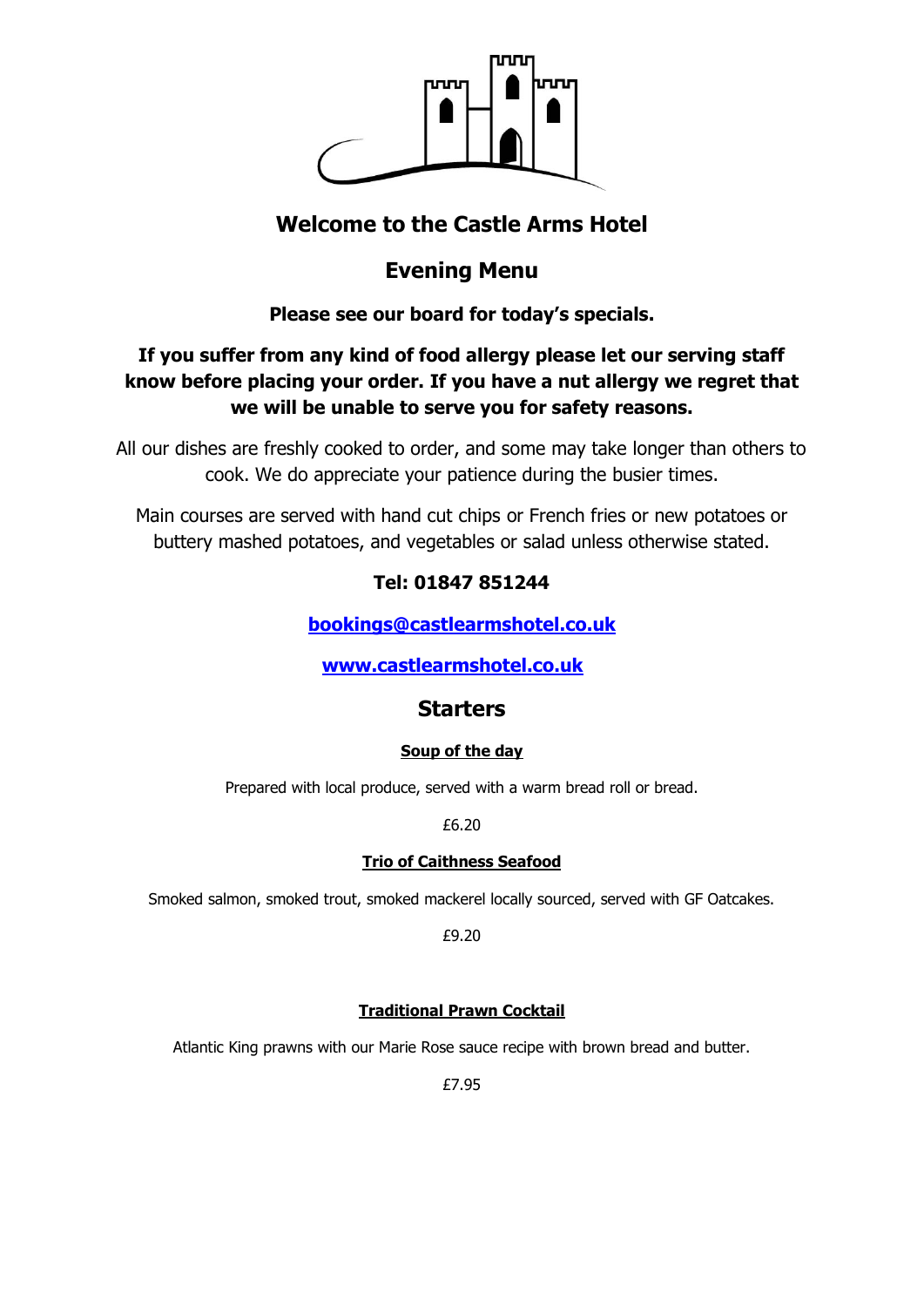# Welcome to the Castle Arms Hotel

## Evening Menu

**Please see our board for today's specials.**

**If you suffer from any kind of food allergy please let our serving staff know before placing your order. If you have a nut allergy we regret that we will be unable to serve you for safety reasons.**

All our dishes are freshly cooked to order, and some may take longer than others to cook. We do appreciate your patience during the busier times.

Main courses are served with hand cut chips or French fries or new potatoes or buttery mashed potatoes, and vegetables or salad unless otherwise stated.

**Tel: 01847 851244**

**[bookings@castlearmshotel.co.uk](mailto:bookings@castlearmshotel.co.uk)**

**[www.castlearmshotel.co.uk](http://www.castlearmshotel.co.uk)**

## Starters

**Soup of the day**

Prepared with local produce, served with a warm bread roll or bread.

£6.20

**Trio of Caithness Seafood**

Smoked salmon, smoked trout, smoked mackerel locally sourced, served with GF Oatcakes.

£9.20

**Traditional Prawn Cocktail**

Atlantic King prawns with our Marie Rose sauce recipe with brown bread and butter.

£7.95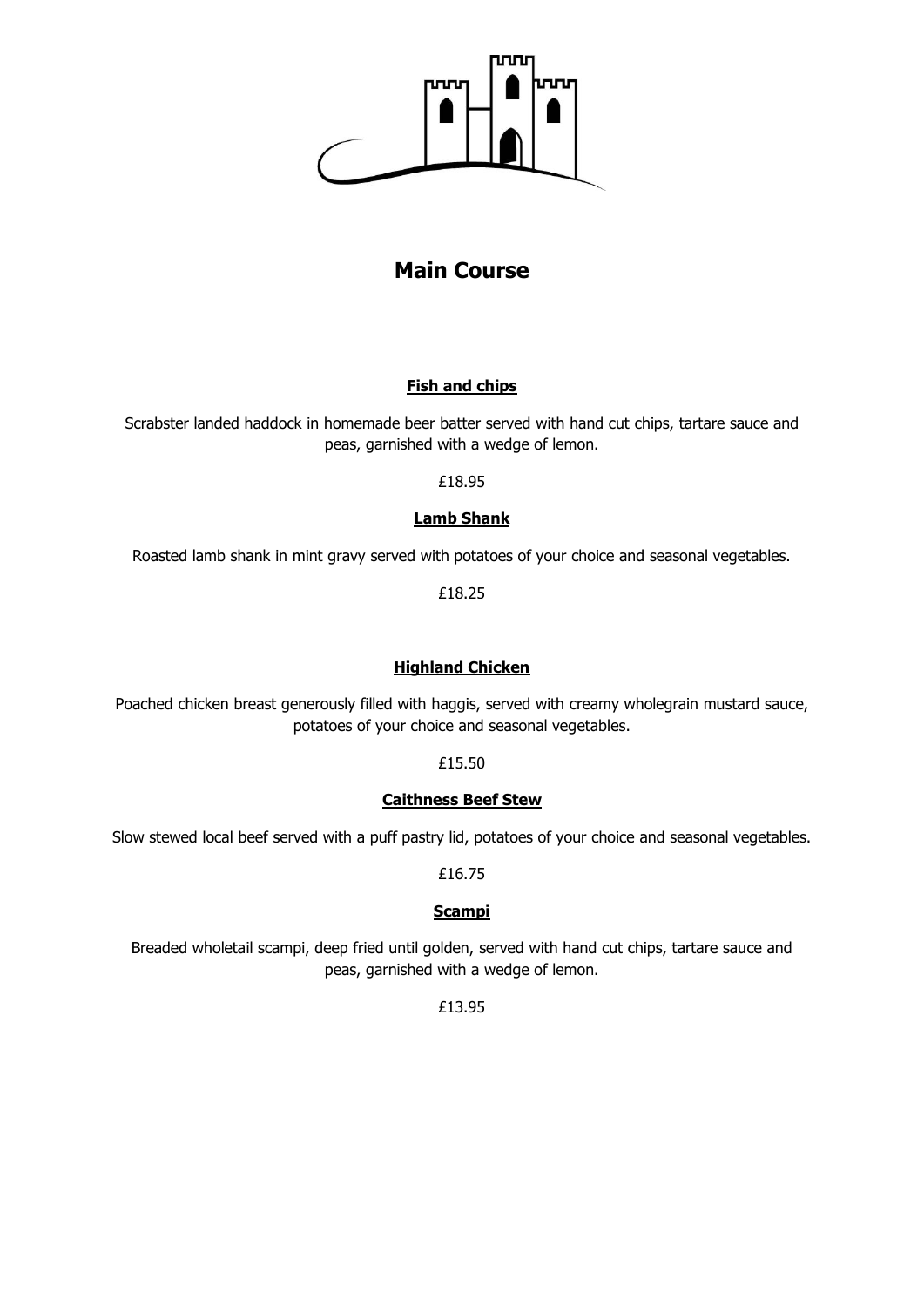# Main Course

### Fish and chips

Scrabster landed haddock in homemade beer batter served with hand cut chips, tartare sauce and peas, garnished with a wedge of lemon.

£18.95

### Lamb Shank

Roasted lamb shank in mint gravy served with potatoes of your choice and seasonal vegetables.

£18.25

### Highland Chicken

Poached chicken breast generously filled with haggis, served with creamy wholegrain mustard sauce, potatoes of your choice and seasonal vegetables.

£15.50

### Caithness Beef Stew

Slow stewed local beef served with a puff pastry lid, potatoes of your choice and seasonal vegetables.

£16.75

### Scampi

Breaded wholetail scampi, deep fried until golden, served with hand cut chips, tartare sauce and peas, garnished with a wedge of lemon.

£13.95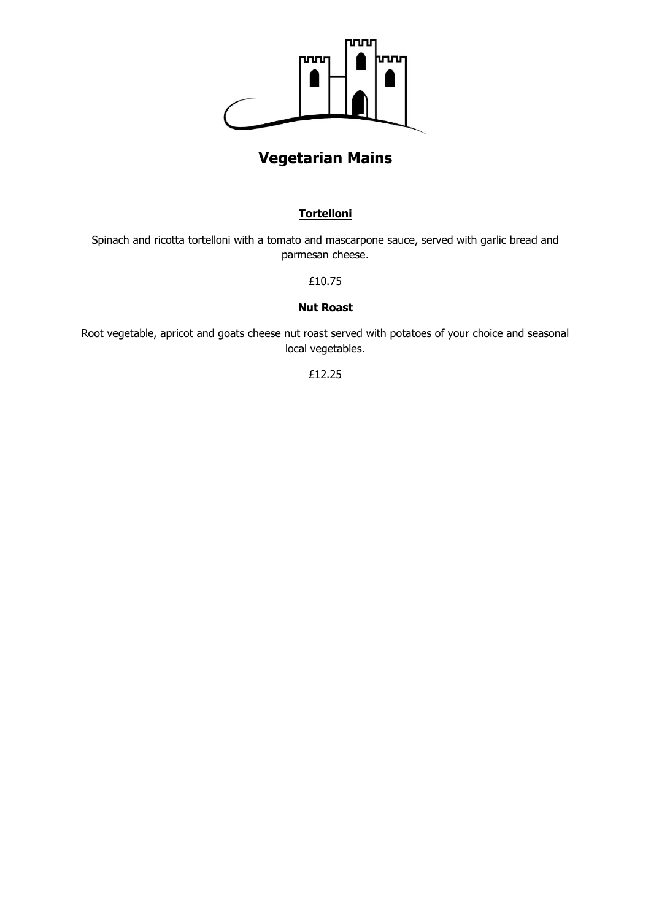# Vegetarian Mains

**Tortelloni**

Spinach and ricotta tortelloni with a tomato and mascarpone sauce, served with garlic bread and parmesan cheese.

£10.75

**Nut Roast**

Root vegetable, apricot and goats cheese nut roast served with potatoes of your choice and seasonal local vegetables.

£12.25